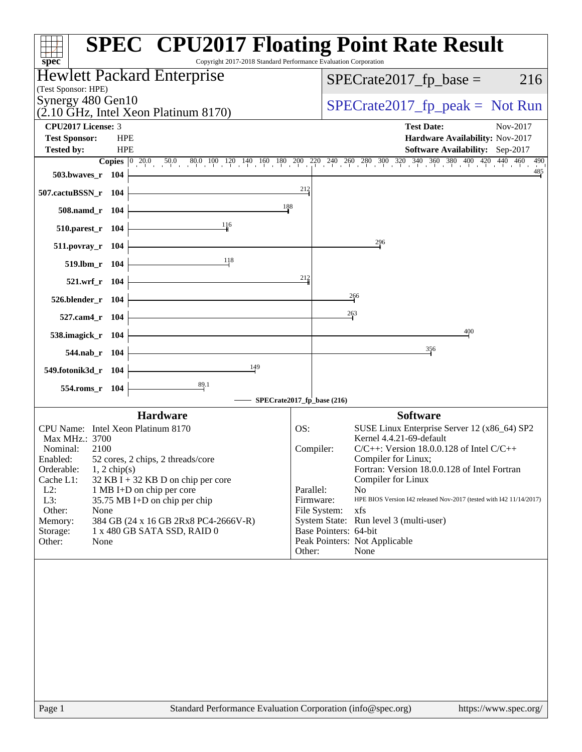# SPEC CPU2017 Floating Point Rate Result

Copyright 2017-2018 Standard Performance Evaluation Corporation

**Hewlett Packard Enterprise**
(Test Sponsor: HPE)
Synergy 480 Gen10
(2.10 GHz, Intel Xeon Platinum 8170)

SPECrate2017_fp_base = 216

SPECrate2017_fp_peak = Not Run

| | | | |
|---|---|---|---|
| **CPU2017 License:** | 3 | **Test Date:** | Nov-2017 |
| **Test Sponsor:** | HPE | **Hardware Availability:** | Nov-2017 |
| **Tested by:** | HPE | **Software Availability:** | Sep-2017 |

| Benchmark | Copies | SPECrate2017_fp_base |
|---|---|---|
| 503.bwaves_r | 104 | 485 |
| 507.cactuBSSN_r | 104 | 212 |
| 508.namd_r | 104 | 188 |
| 510.parest_r | 104 | 116 |
| 511.povray_r | 104 | 296 |
| 519.lbm_r | 104 | 118 |
| 521.wrf_r | 104 | 212 |
| 526.blender_r | 104 | 266 |
| 527.cam4_r | 104 | 263 |
| 538.imagick_r | 104 | 400 |
| 544.nab_r | 104 | 356 |
| 549.fotonik3d_r | 104 | 149 |
| 554.roms_r | 104 | 89.1 |

SPECrate2017_fp_base (216)

## Hardware

| | |
|---|---|
| CPU Name: | Intel Xeon Platinum 8170 |
| Max MHz.: | 3700 |
| Nominal: | 2100 |
| Enabled: | 52 cores, 2 chips, 2 threads/core |
| Orderable: | 1, 2 chip(s) |
| Cache L1: | 32 KB I + 32 KB D on chip per core |
| L2: | 1 MB I+D on chip per core |
| L3: | 35.75 MB I+D on chip per chip |
| Other: | None |
| Memory: | 384 GB (24 x 16 GB 2Rx8 PC4-2666V-R) |
| Storage: | 1 x 480 GB SATA SSD, RAID 0 |
| Other: | None |

## Software

| | |
|---|---|
| OS: | SUSE Linux Enterprise Server 12 (x86_64) SP2 Kernel 4.4.21-69-default |
| Compiler: | C/C++: Version 18.0.0.128 of Intel C/C++ Compiler for Linux; Fortran: Version 18.0.0.128 of Intel Fortran Compiler for Linux |
| Parallel: | No |
| Firmware: | HPE BIOS Version I42 released Nov-2017 (tested with I42 11/14/2017) |
| File System: | xfs |
| System State: | Run level 3 (multi-user) |
| Base Pointers: | 64-bit |
| Peak Pointers: | Not Applicable |
| Other: | None |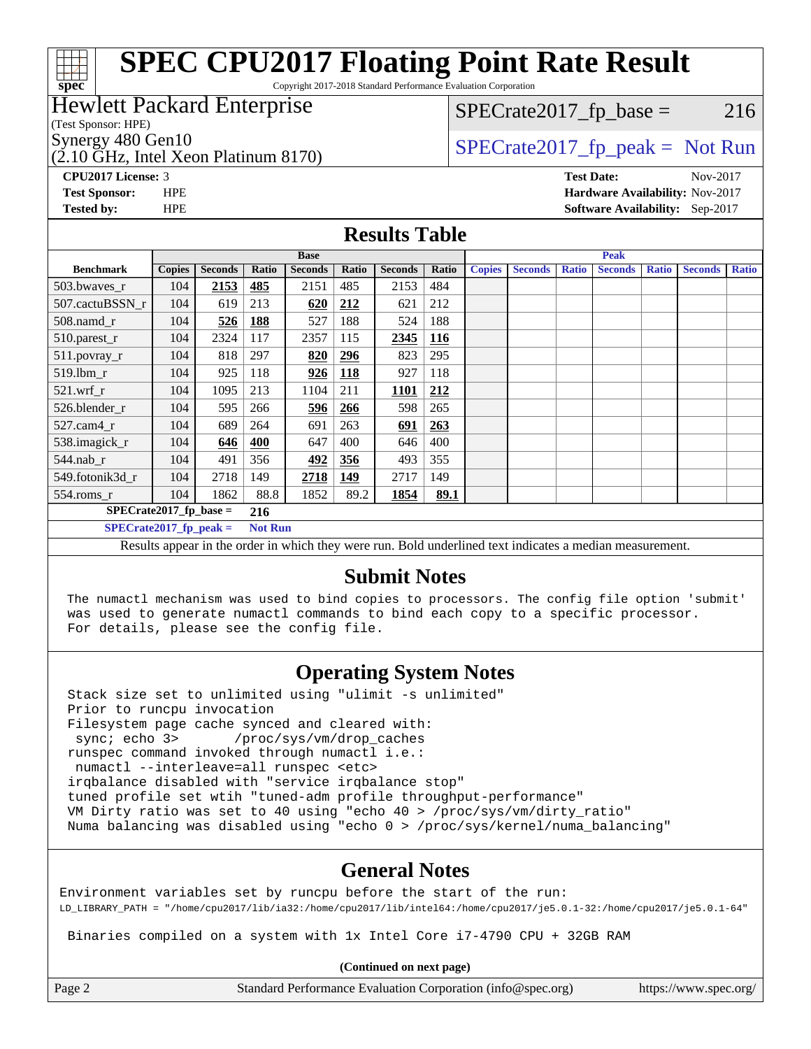# SPEC CPU2017 Floating Point Rate Result

Copyright 2017-2018 Standard Performance Evaluation Corporation

**Hewlett Packard Enterprise**
(Test Sponsor: HPE)
Synergy 480 Gen10
(2.10 GHz, Intel Xeon Platinum 8170)

SPECrate2017_fp_base = 216

SPECrate2017_fp_peak = Not Run

**CPU2017 License:** 3
**Test Sponsor:** HPE
**Tested by:** HPE

**Test Date:** Nov-2017
**Hardware Availability:** Nov-2017
**Software Availability:** Sep-2017

## Results Table

| Benchmark | Base | | | | | | | Peak | | | | | | |
|---|---|---|---|---|---|---|---|---|---|---|---|---|---|---|
| | Copies | Seconds | Ratio | Seconds | Ratio | Seconds | Ratio | Copies | Seconds | Ratio | Seconds | Ratio | Seconds | Ratio |
| 503.bwaves_r | 104 | **2153** | **485** | 2151 | 485 | 2153 | 484 | | | | | | | |
| 507.cactuBSSN_r | 104 | 619 | 213 | **620** | **212** | 621 | 212 | | | | | | | |
| 508.namd_r | 104 | **526** | **188** | 527 | 188 | 524 | 188 | | | | | | | |
| 510.parest_r | 104 | 2324 | 117 | 2357 | 115 | **2345** | **116** | | | | | | | |
| 511.povray_r | 104 | 818 | 297 | **820** | **296** | 823 | 295 | | | | | | | |
| 519.lbm_r | 104 | 925 | 118 | **926** | **118** | 927 | 118 | | | | | | | |
| 521.wrf_r | 104 | 1095 | 213 | 1104 | 211 | **1101** | **212** | | | | | | | |
| 526.blender_r | 104 | 595 | 266 | **596** | **266** | 598 | 265 | | | | | | | |
| 527.cam4_r | 104 | 689 | 264 | 691 | 263 | **691** | **263** | | | | | | | |
| 538.imagick_r | 104 | **646** | **400** | 647 | 400 | 646 | 400 | | | | | | | |
| 544.nab_r | 104 | 491 | 356 | **492** | **356** | 493 | 355 | | | | | | | |
| 549.fotonik3d_r | 104 | 2718 | 149 | **2718** | **149** | 2717 | 149 | | | | | | | |
| 554.roms_r | 104 | 1862 | 88.8 | 1852 | 89.2 | **1854** | **89.1** | | | | | | | |

**SPECrate2017_fp_base = 216**

**SPECrate2017_fp_peak = Not Run**

Results appear in the order in which they were run. Bold underlined text indicates a median measurement.

## Submit Notes

```
The numactl mechanism was used to bind copies to processors. The config file option 'submit'
was used to generate numactl commands to bind each copy to a specific processor.
For details, please see the config file.
```

## Operating System Notes

```
Stack size set to unlimited using "ulimit -s unlimited"
Prior to runcpu invocation
Filesystem page cache synced and cleared with:
 sync; echo 3>       /proc/sys/vm/drop_caches
runspec command invoked through numactl i.e.:
 numactl --interleave=all runspec <etc>
irqbalance disabled with "service irqbalance stop"
tuned profile set wtih "tuned-adm profile throughput-performance"
VM Dirty ratio was set to 40 using "echo 40 > /proc/sys/vm/dirty_ratio"
Numa balancing was disabled using "echo 0 > /proc/sys/kernel/numa_balancing"
```

## General Notes

```
Environment variables set by runcpu before the start of the run:
LD_LIBRARY_PATH = "/home/cpu2017/lib/ia32:/home/cpu2017/lib/intel64:/home/cpu2017/je5.0.1-32:/home/cpu2017/je5.0.1-64"

 Binaries compiled on a system with 1x Intel Core i7-4790 CPU + 32GB RAM
```

**(Continued on next page)**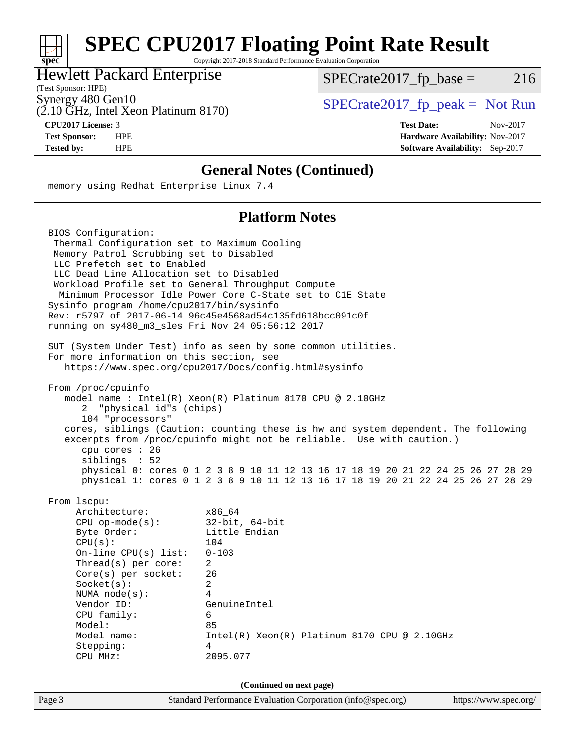## General Notes (Continued)

```
memory using Redhat Enterprise Linux 7.4
```

## Platform Notes

```
BIOS Configuration:
 Thermal Configuration set to Maximum Cooling
 Memory Patrol Scrubbing set to Disabled
 LLC Prefetch set to Enabled
 LLC Dead Line Allocation set to Disabled
 Workload Profile set to General Throughput Compute
  Minimum Processor Idle Power Core C-State set to C1E State
Sysinfo program /home/cpu2017/bin/sysinfo
Rev: r5797 of 2017-06-14 96c45e4568ad54c135fd618bcc091c0f
running on sy480_m3_sles Fri Nov 24 05:56:12 2017

SUT (System Under Test) info as seen by some common utilities.
For more information on this section, see
   https://www.spec.org/cpu2017/Docs/config.html#sysinfo

From /proc/cpuinfo
   model name : Intel(R) Xeon(R) Platinum 8170 CPU @ 2.10GHz
      2  "physical id"s (chips)
      104 "processors"
   cores, siblings (Caution: counting these is hw and system dependent. The following
   excerpts from /proc/cpuinfo might not be reliable.  Use with caution.)
      cpu cores : 26
      siblings  : 52
      physical 0: cores 0 1 2 3 8 9 10 11 12 13 16 17 18 19 20 21 22 24 25 26 27 28 29
      physical 1: cores 0 1 2 3 8 9 10 11 12 13 16 17 18 19 20 21 22 24 25 26 27 28 29

From lscpu:
     Architecture:          x86_64
     CPU op-mode(s):        32-bit, 64-bit
     Byte Order:            Little Endian
     CPU(s):                104
     On-line CPU(s) list:   0-103
     Thread(s) per core:    2
     Core(s) per socket:    26
     Socket(s):             2
     NUMA node(s):          4
     Vendor ID:             GenuineIntel
     CPU family:            6
     Model:                 85
     Model name:            Intel(R) Xeon(R) Platinum 8170 CPU @ 2.10GHz
     Stepping:              4
     CPU MHz:               2095.077
```

(Continued on next page)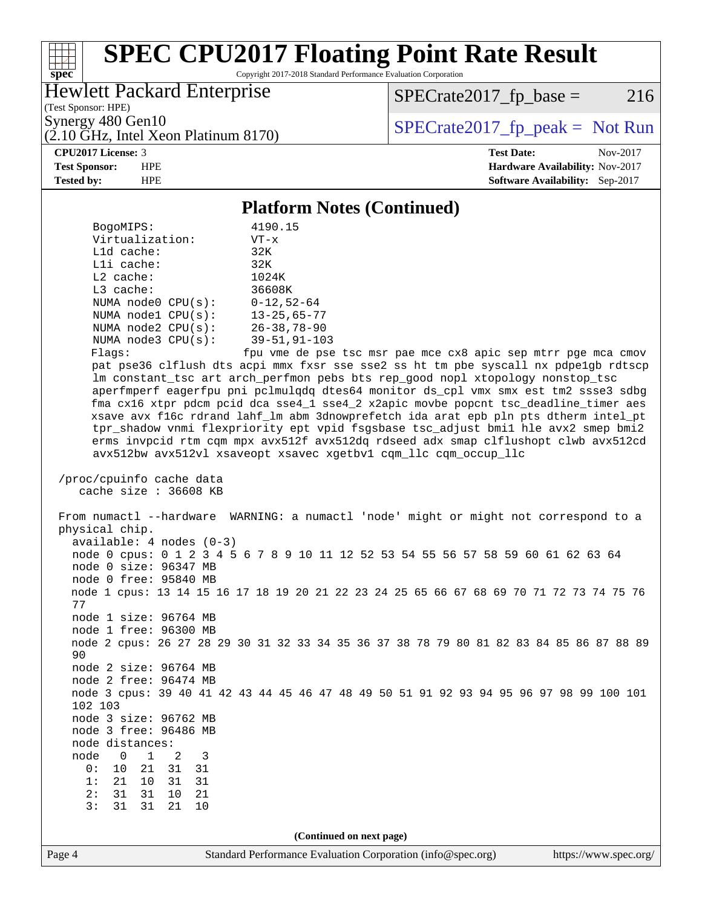# SPEC CPU2017 Floating Point Rate Result

Copyright 2017-2018 Standard Performance Evaluation Corporation

Hewlett Packard Enterprise
(Test Sponsor: HPE)
Synergy 480 Gen10
(2.10 GHz, Intel Xeon Platinum 8170)

SPECrate2017_fp_base = 216

SPECrate2017_fp_peak = Not Run

**CPU2017 License:** 3
**Test Sponsor:** HPE
**Tested by:** HPE

**Test Date:** Nov-2017
**Hardware Availability:** Nov-2017
**Software Availability:** Sep-2017

## Platform Notes (Continued)

```
     BogoMIPS:              4190.15
     Virtualization:        VT-x
     L1d cache:             32K
     L1i cache:             32K
     L2 cache:              1024K
     L3 cache:              36608K
     NUMA node0 CPU(s):     0-12,52-64
     NUMA node1 CPU(s):     13-25,65-77
     NUMA node2 CPU(s):     26-38,78-90
     NUMA node3 CPU(s):     39-51,91-103
     Flags:                fpu vme de pse tsc msr pae mce cx8 apic sep mtrr pge mca cmov
     pat pse36 clflush dts acpi mmx fxsr sse sse2 ss ht tm pbe syscall nx pdpe1gb rdtscp
     lm constant_tsc art arch_perfmon pebs bts rep_good nopl xtopology nonstop_tsc
     aperfmperf eagerfpu pni pclmulqdq dtes64 monitor ds_cpl vmx smx est tm2 ssse3 sdbg
     fma cx16 xtpr pdcm pcid dca sse4_1 sse4_2 x2apic movbe popcnt tsc_deadline_timer aes
     xsave avx f16c rdrand lahf_lm abm 3dnowprefetch ida arat epb pln pts dtherm intel_pt
     tpr_shadow vnmi flexpriority ept vpid fsgsbase tsc_adjust bmi1 hle avx2 smep bmi2
     erms invpcid rtm cqm mpx avx512f avx512dq rdseed adx smap clflushopt clwb avx512cd
     avx512bw avx512vl xsaveopt xsavec xgetbv1 cqm_llc cqm_occup_llc

 /proc/cpuinfo cache data
    cache size : 36608 KB

 From numactl --hardware  WARNING: a numactl 'node' might or might not correspond to a
 physical chip.
   available: 4 nodes (0-3)
   node 0 cpus: 0 1 2 3 4 5 6 7 8 9 10 11 12 52 53 54 55 56 57 58 59 60 61 62 63 64
   node 0 size: 96347 MB
   node 0 free: 95840 MB
   node 1 cpus: 13 14 15 16 17 18 19 20 21 22 23 24 25 65 66 67 68 69 70 71 72 73 74 75 76
   77
   node 1 size: 96764 MB
   node 1 free: 96300 MB
   node 2 cpus: 26 27 28 29 30 31 32 33 34 35 36 37 38 78 79 80 81 82 83 84 85 86 87 88 89
   90
   node 2 size: 96764 MB
   node 2 free: 96474 MB
   node 3 cpus: 39 40 41 42 43 44 45 46 47 48 49 50 51 91 92 93 94 95 96 97 98 99 100 101
   102 103
   node 3 size: 96762 MB
   node 3 free: 96486 MB
   node distances:
   node   0   1   2   3
     0:  10  21  31  31
     1:  21  10  31  31
     2:  31  31  10  21
     3:  31  31  21  10
```

(Continued on next page)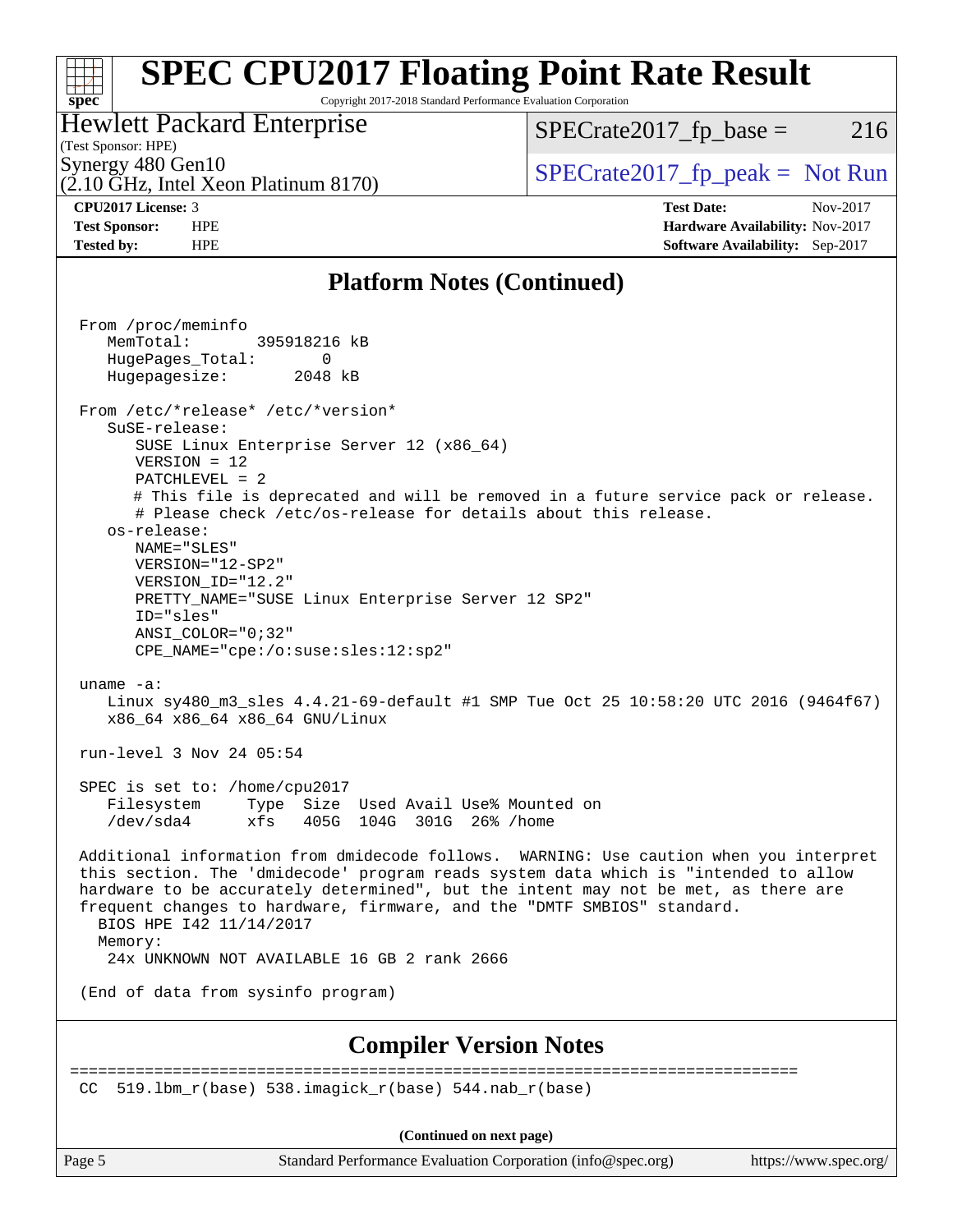## Platform Notes (Continued)

```
From /proc/meminfo
   MemTotal:       395918216 kB
   HugePages_Total:       0
   Hugepagesize:       2048 kB

From /etc/*release* /etc/*version*
   SuSE-release:
      SUSE Linux Enterprise Server 12 (x86_64)
      VERSION = 12
      PATCHLEVEL = 2
      # This file is deprecated and will be removed in a future service pack or release.
      # Please check /etc/os-release for details about this release.
   os-release:
      NAME="SLES"
      VERSION="12-SP2"
      VERSION_ID="12.2"
      PRETTY_NAME="SUSE Linux Enterprise Server 12 SP2"
      ID="sles"
      ANSI_COLOR="0;32"
      CPE_NAME="cpe:/o:suse:sles:12:sp2"

uname -a:
   Linux sy480_m3_sles 4.4.21-69-default #1 SMP Tue Oct 25 10:58:20 UTC 2016 (9464f67)
   x86_64 x86_64 x86_64 GNU/Linux

run-level 3 Nov 24 05:54

SPEC is set to: /home/cpu2017
   Filesystem     Type  Size  Used Avail Use% Mounted on
   /dev/sda4      xfs   405G  104G  301G  26% /home

Additional information from dmidecode follows.  WARNING: Use caution when you interpret
this section. The 'dmidecode' program reads system data which is "intended to allow
hardware to be accurately determined", but the intent may not be met, as there are
frequent changes to hardware, firmware, and the "DMTF SMBIOS" standard.
  BIOS HPE I42 11/14/2017
  Memory:
   24x UNKNOWN NOT AVAILABLE 16 GB 2 rank 2666

(End of data from sysinfo program)
```

## Compiler Version Notes

```
==============================================================================
CC  519.lbm_r(base) 538.imagick_r(base) 544.nab_r(base)
```

(Continued on next page)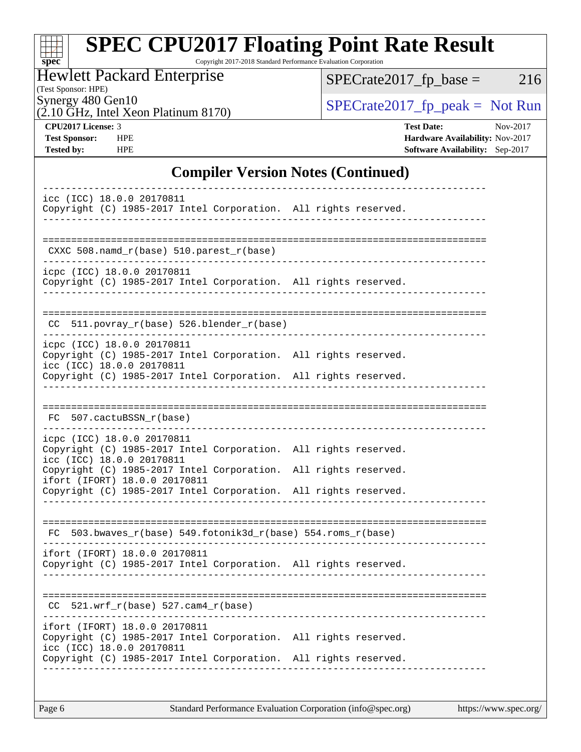## Compiler Version Notes (Continued)

```
------------------------------------------------------------------------------
icc (ICC) 18.0.0 20170811
Copyright (C) 1985-2017 Intel Corporation.  All rights reserved.
------------------------------------------------------------------------------

==============================================================================
 CXXC 508.namd_r(base) 510.parest_r(base)
------------------------------------------------------------------------------
icpc (ICC) 18.0.0 20170811
Copyright (C) 1985-2017 Intel Corporation.  All rights reserved.
------------------------------------------------------------------------------

==============================================================================
 CC  511.povray_r(base) 526.blender_r(base)
------------------------------------------------------------------------------
icpc (ICC) 18.0.0 20170811
Copyright (C) 1985-2017 Intel Corporation.  All rights reserved.
icc (ICC) 18.0.0 20170811
Copyright (C) 1985-2017 Intel Corporation.  All rights reserved.
------------------------------------------------------------------------------

==============================================================================
 FC  507.cactuBSSN_r(base)
------------------------------------------------------------------------------
icpc (ICC) 18.0.0 20170811
Copyright (C) 1985-2017 Intel Corporation.  All rights reserved.
icc (ICC) 18.0.0 20170811
Copyright (C) 1985-2017 Intel Corporation.  All rights reserved.
ifort (IFORT) 18.0.0 20170811
Copyright (C) 1985-2017 Intel Corporation.  All rights reserved.
------------------------------------------------------------------------------

==============================================================================
 FC  503.bwaves_r(base) 549.fotonik3d_r(base) 554.roms_r(base)
------------------------------------------------------------------------------
ifort (IFORT) 18.0.0 20170811
Copyright (C) 1985-2017 Intel Corporation.  All rights reserved.
------------------------------------------------------------------------------

==============================================================================
 CC  521.wrf_r(base) 527.cam4_r(base)
------------------------------------------------------------------------------
ifort (IFORT) 18.0.0 20170811
Copyright (C) 1985-2017 Intel Corporation.  All rights reserved.
icc (ICC) 18.0.0 20170811
Copyright (C) 1985-2017 Intel Corporation.  All rights reserved.
------------------------------------------------------------------------------
```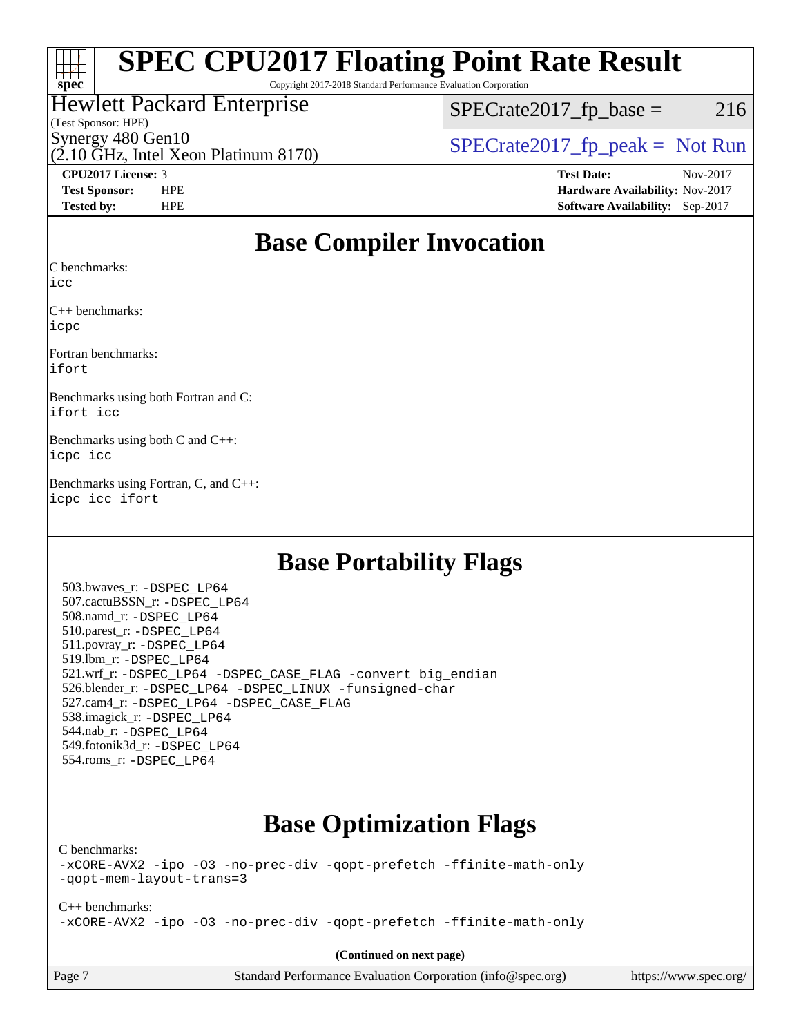# SPEC CPU2017 Floating Point Rate Result

Copyright 2017-2018 Standard Performance Evaluation Corporation

Hewlett Packard Enterprise
(Test Sponsor: HPE)
Synergy 480 Gen10
(2.10 GHz, Intel Xeon Platinum 8170)

SPECrate2017_fp_base = 216

SPECrate2017_fp_peak = Not Run

**CPU2017 License:** 3
**Test Sponsor:** HPE
**Tested by:** HPE

**Test Date:** Nov-2017
**Hardware Availability:** Nov-2017
**Software Availability:** Sep-2017

## Base Compiler Invocation

C benchmarks:
icc

C++ benchmarks:
icpc

Fortran benchmarks:
ifort

Benchmarks using both Fortran and C:
ifort icc

Benchmarks using both C and C++:
icpc icc

Benchmarks using Fortran, C, and C++:
icpc icc ifort

## Base Portability Flags

503.bwaves_r: -DSPEC_LP64
507.cactuBSSN_r: -DSPEC_LP64
508.namd_r: -DSPEC_LP64
510.parest_r: -DSPEC_LP64
511.povray_r: -DSPEC_LP64
519.lbm_r: -DSPEC_LP64
521.wrf_r: -DSPEC_LP64 -DSPEC_CASE_FLAG -convert big_endian
526.blender_r: -DSPEC_LP64 -DSPEC_LINUX -funsigned-char
527.cam4_r: -DSPEC_LP64 -DSPEC_CASE_FLAG
538.imagick_r: -DSPEC_LP64
544.nab_r: -DSPEC_LP64
549.fotonik3d_r: -DSPEC_LP64
554.roms_r: -DSPEC_LP64

## Base Optimization Flags

C benchmarks:
-xCORE-AVX2 -ipo -O3 -no-prec-div -qopt-prefetch -ffinite-math-only
-qopt-mem-layout-trans=3

C++ benchmarks:
-xCORE-AVX2 -ipo -O3 -no-prec-div -qopt-prefetch -ffinite-math-only

**(Continued on next page)**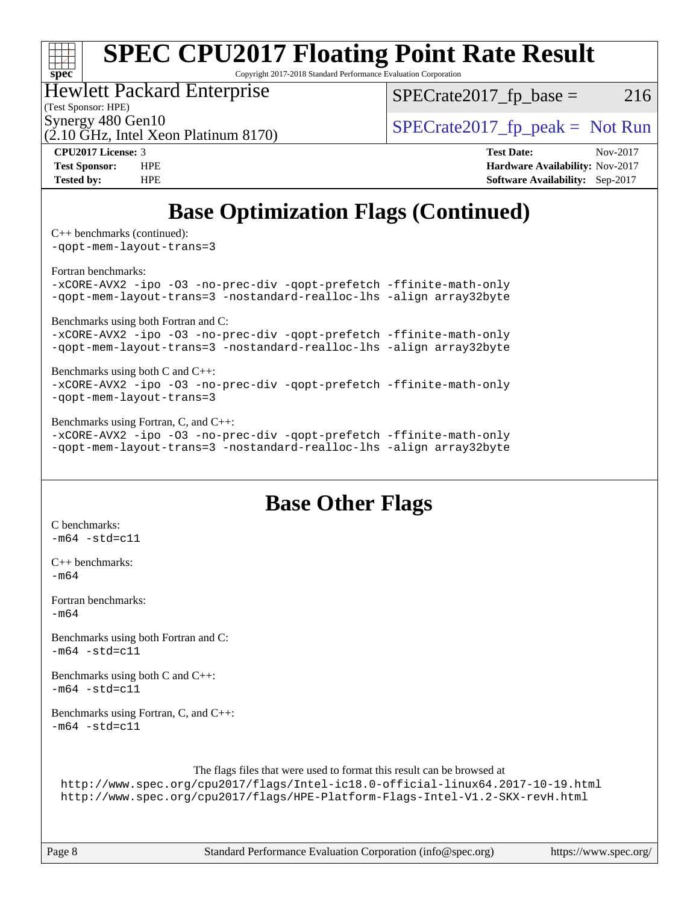# SPEC CPU2017 Floating Point Rate Result

Copyright 2017-2018 Standard Performance Evaluation Corporation

Hewlett Packard Enterprise
(Test Sponsor: HPE)
Synergy 480 Gen10
(2.10 GHz, Intel Xeon Platinum 8170)

SPECrate2017_fp_base = 216

SPECrate2017_fp_peak = Not Run

**CPU2017 License:** 3
**Test Sponsor:** HPE
**Tested by:** HPE

**Test Date:** Nov-2017
**Hardware Availability:** Nov-2017
**Software Availability:** Sep-2017

## Base Optimization Flags (Continued)

C++ benchmarks (continued):
```
-qopt-mem-layout-trans=3
```

Fortran benchmarks:
```
-xCORE-AVX2 -ipo -O3 -no-prec-div -qopt-prefetch -ffinite-math-only
-qopt-mem-layout-trans=3 -nostandard-realloc-lhs -align array32byte
```

Benchmarks using both Fortran and C:
```
-xCORE-AVX2 -ipo -O3 -no-prec-div -qopt-prefetch -ffinite-math-only
-qopt-mem-layout-trans=3 -nostandard-realloc-lhs -align array32byte
```

Benchmarks using both C and C++:
```
-xCORE-AVX2 -ipo -O3 -no-prec-div -qopt-prefetch -ffinite-math-only
-qopt-mem-layout-trans=3
```

Benchmarks using Fortran, C, and C++:
```
-xCORE-AVX2 -ipo -O3 -no-prec-div -qopt-prefetch -ffinite-math-only
-qopt-mem-layout-trans=3 -nostandard-realloc-lhs -align array32byte
```

## Base Other Flags

C benchmarks:
```
-m64 -std=c11
```

C++ benchmarks:
```
-m64
```

Fortran benchmarks:
```
-m64
```

Benchmarks using both Fortran and C:
```
-m64 -std=c11
```

Benchmarks using both C and C++:
```
-m64 -std=c11
```

Benchmarks using Fortran, C, and C++:
```
-m64 -std=c11
```

The flags files that were used to format this result can be browsed at
http://www.spec.org/cpu2017/flags/Intel-ic18.0-official-linux64.2017-10-19.html
http://www.spec.org/cpu2017/flags/HPE-Platform-Flags-Intel-V1.2-SKX-revH.html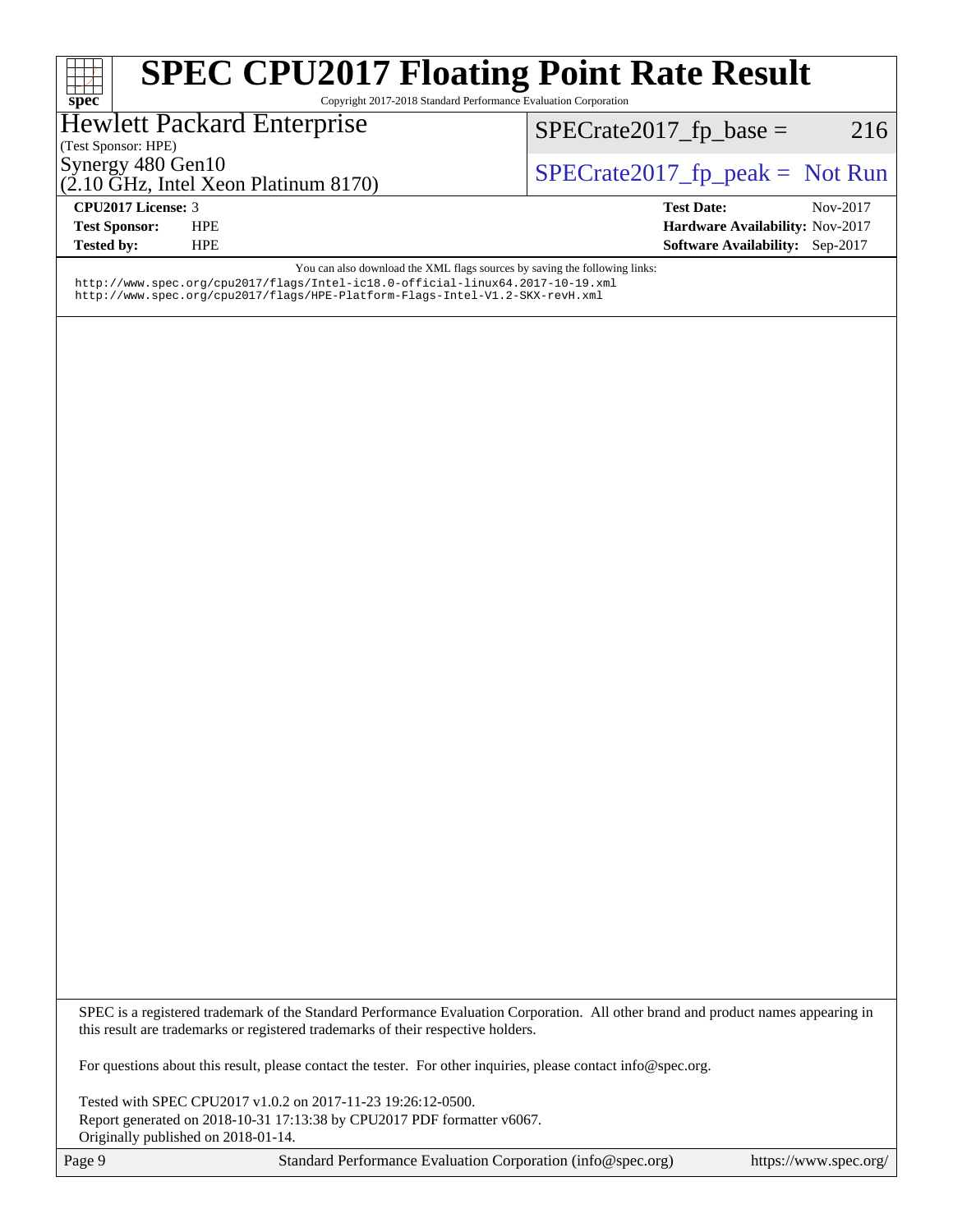# SPEC CPU2017 Floating Point Rate Result

Copyright 2017-2018 Standard Performance Evaluation Corporation

Hewlett Packard Enterprise
(Test Sponsor: HPE)
Synergy 480 Gen10
(2.10 GHz, Intel Xeon Platinum 8170)

SPECrate2017_fp_base = 216

SPECrate2017_fp_peak = Not Run

**CPU2017 License:** 3
**Test Sponsor:** HPE
**Tested by:** HPE

**Test Date:** Nov-2017
**Hardware Availability:** Nov-2017
**Software Availability:** Sep-2017

You can also download the XML flags sources by saving the following links:
http://www.spec.org/cpu2017/flags/Intel-ic18.0-official-linux64.2017-10-19.xml
http://www.spec.org/cpu2017/flags/HPE-Platform-Flags-Intel-V1.2-SKX-revH.xml

SPEC is a registered trademark of the Standard Performance Evaluation Corporation. All other brand and product names appearing in this result are trademarks or registered trademarks of their respective holders.

For questions about this result, please contact the tester. For other inquiries, please contact info@spec.org.

Tested with SPEC CPU2017 v1.0.2 on 2017-11-23 19:26:12-0500.
Report generated on 2018-10-31 17:13:38 by CPU2017 PDF formatter v6067.
Originally published on 2018-01-14.